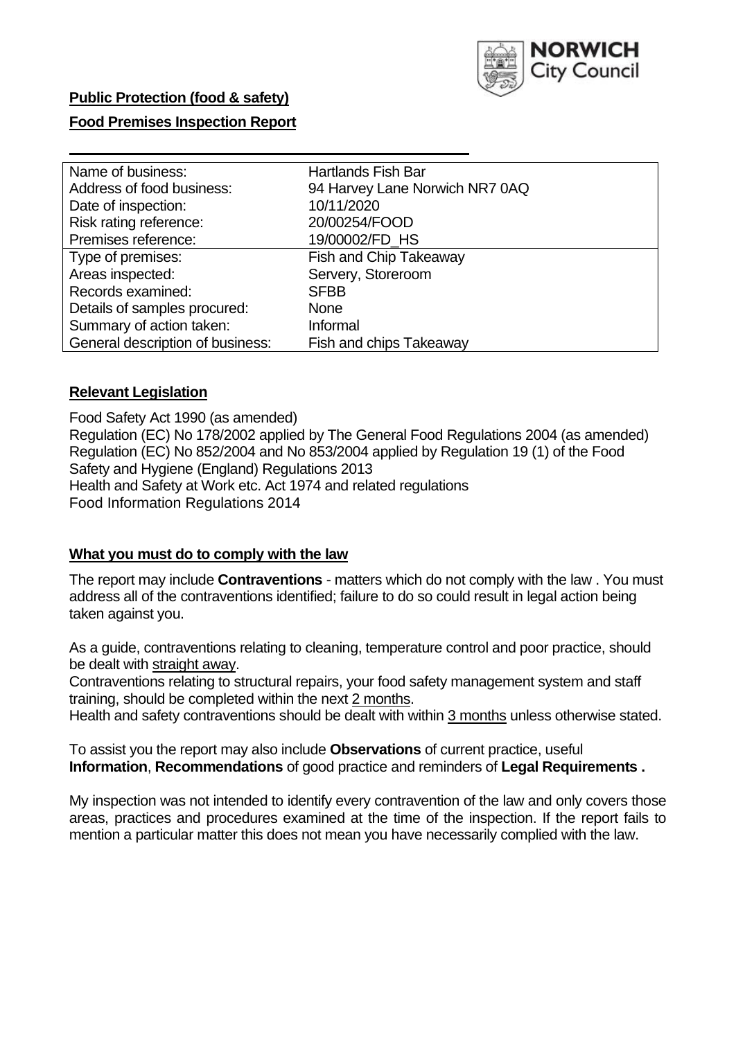**Public Protection (food & safety)**

**Food Premises Inspection Report**

| Name of business: | Hartlands Fish Bar |
|---|---|
| Address of food business: | 94 Harvey Lane Norwich NR7 0AQ |
| Date of inspection: | 10/11/2020 |
| Risk rating reference: | 20/00254/FOOD |
| Premises reference: | 19/00002/FD_HS |
| Type of premises: | Fish and Chip Takeaway |
| Areas inspected: | Servery, Storeroom |
| Records examined: | SFBB |
| Details of samples procured: | None |
| Summary of action taken: | Informal |
| General description of business: | Fish and chips Takeaway |

## **Relevant Legislation**

Food Safety Act 1990 (as amended)
Regulation (EC) No 178/2002 applied by The General Food Regulations 2004 (as amended)
Regulation (EC) No 852/2004 and No 853/2004 applied by Regulation 19 (1) of the Food Safety and Hygiene (England) Regulations 2013
Health and Safety at Work etc. Act 1974 and related regulations
Food Information Regulations 2014

## **What you must do to comply with the law**

The report may include **Contraventions** - matters which do not comply with the law . You must address all of the contraventions identified; failure to do so could result in legal action being taken against you.

As a guide, contraventions relating to cleaning, temperature control and poor practice, should be dealt with straight away.

Contraventions relating to structural repairs, your food safety management system and staff training, should be completed within the next 2 months.

Health and safety contraventions should be dealt with within 3 months unless otherwise stated.

To assist you the report may also include **Observations** of current practice, useful **Information**, **Recommendations** of good practice and reminders of **Legal Requirements .**

My inspection was not intended to identify every contravention of the law and only covers those areas, practices and procedures examined at the time of the inspection. If the report fails to mention a particular matter this does not mean you have necessarily complied with the law.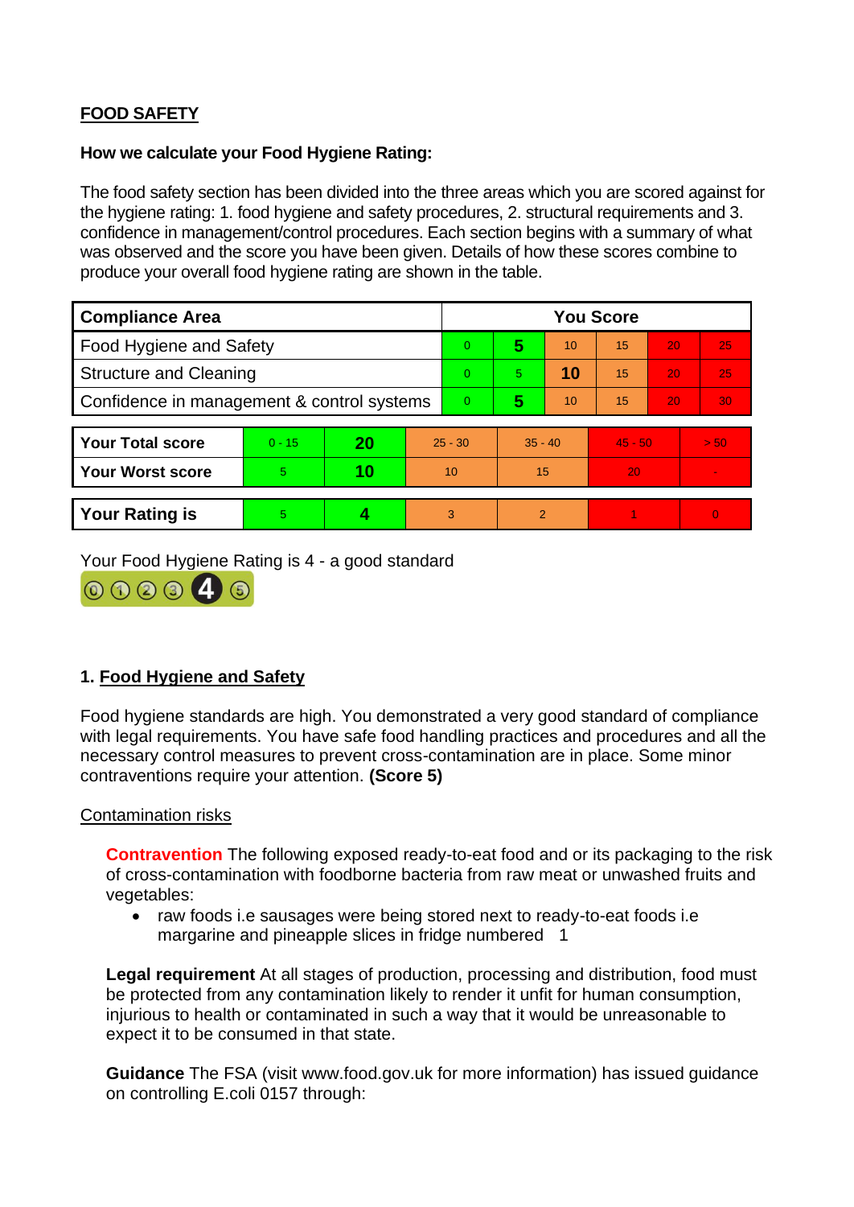**FOOD SAFETY**

**How we calculate your Food Hygiene Rating:**

The food safety section has been divided into the three areas which you are scored against for the hygiene rating: 1. food hygiene and safety procedures, 2. structural requirements and 3. confidence in management/control procedures. Each section begins with a summary of what was observed and the score you have been given. Details of how these scores combine to produce your overall food hygiene rating are shown in the table.

| Compliance Area | You Score | | | | | |
|---|---|---|---|---|---|---|
| Food Hygiene and Safety | 0 | **5** | 10 | 15 | 20 | 25 |
| Structure and Cleaning | 0 | 5 | **10** | 15 | 20 | 25 |
| Confidence in management & control systems | 0 | **5** | 10 | 15 | 20 | 30 |

| | | | | | | |
|---|---|---|---|---|---|---|
| **Your Total score** | 0 - 15 | **20** | 25 - 30 | 35 - 40 | 45 - 50 | > 50 |
| **Your Worst score** | 5 | **10** | 10 | 15 | 20 | - |

| | | | | | | |
|---|---|---|---|---|---|---|
| **Your Rating is** | 5 | **4** | 3 | 2 | 1 | 0 |

Your Food Hygiene Rating is 4 - a good standard

## 1. Food Hygiene and Safety

Food hygiene standards are high. You demonstrated a very good standard of compliance with legal requirements. You have safe food handling practices and procedures and all the necessary control measures to prevent cross-contamination are in place. Some minor contraventions require your attention. **(Score 5)**

Contamination risks

**Contravention** The following exposed ready-to-eat food and or its packaging to the risk of cross-contamination with foodborne bacteria from raw meat or unwashed fruits and vegetables:

- raw foods i.e sausages were being stored next to ready-to-eat foods i.e margarine and pineapple slices in fridge numbered 1

**Legal requirement** At all stages of production, processing and distribution, food must be protected from any contamination likely to render it unfit for human consumption, injurious to health or contaminated in such a way that it would be unreasonable to expect it to be consumed in that state.

**Guidance** The FSA (visit www.food.gov.uk for more information) has issued guidance on controlling E.coli 0157 through: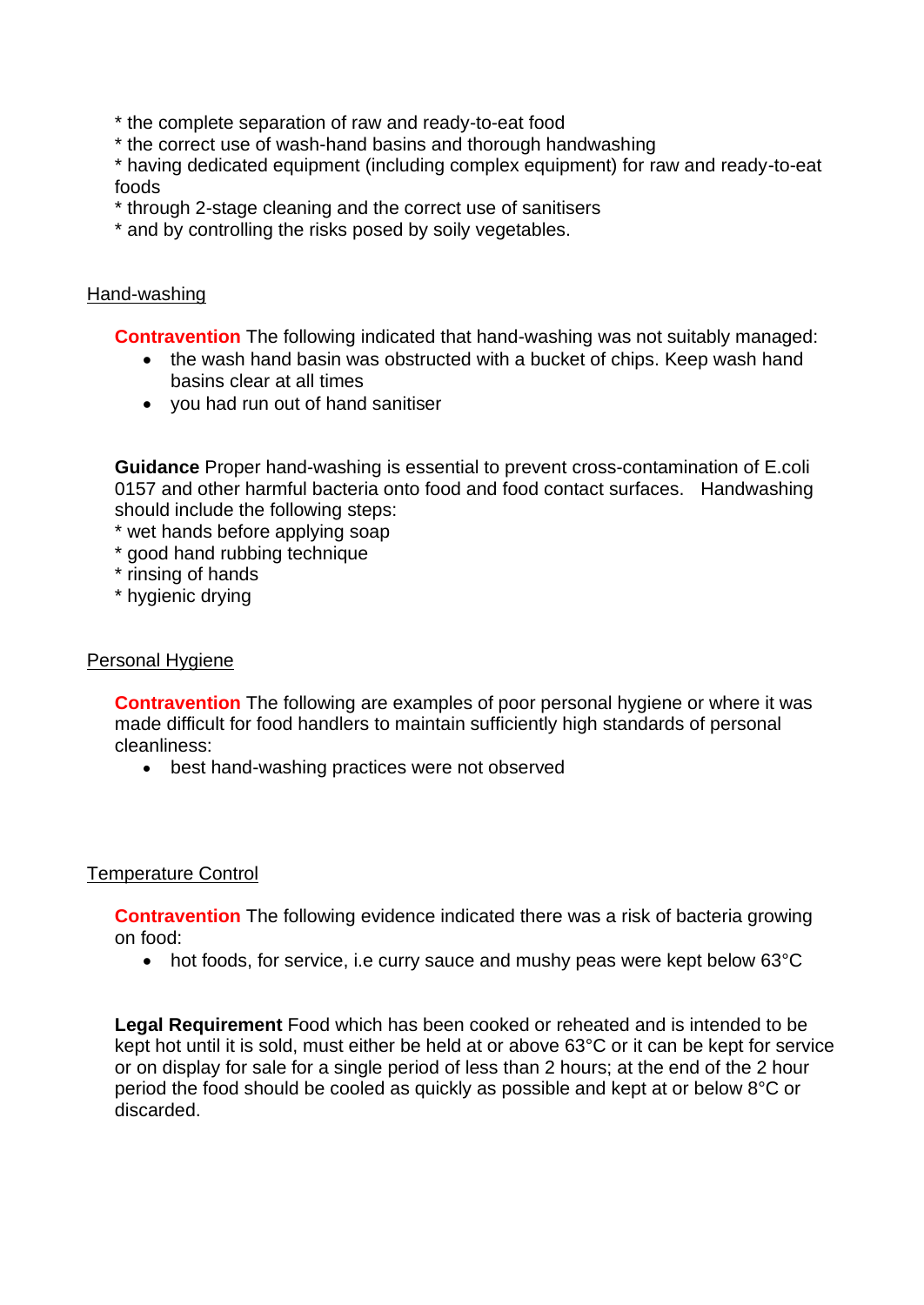* the complete separation of raw and ready-to-eat food
* the correct use of wash-hand basins and thorough handwashing
* having dedicated equipment (including complex equipment) for raw and ready-to-eat foods
* through 2-stage cleaning and the correct use of sanitisers
* and by controlling the risks posed by soily vegetables.

Hand-washing

**Contravention** The following indicated that hand-washing was not suitably managed:

- the wash hand basin was obstructed with a bucket of chips. Keep wash hand basins clear at all times
- you had run out of hand sanitiser

**Guidance** Proper hand-washing is essential to prevent cross-contamination of E.coli 0157 and other harmful bacteria onto food and food contact surfaces. Handwashing should include the following steps:
* wet hands before applying soap
* good hand rubbing technique
* rinsing of hands
* hygienic drying

Personal Hygiene

**Contravention** The following are examples of poor personal hygiene or where it was made difficult for food handlers to maintain sufficiently high standards of personal cleanliness:

- best hand-washing practices were not observed

Temperature Control

**Contravention** The following evidence indicated there was a risk of bacteria growing on food:

- hot foods, for service, i.e curry sauce and mushy peas were kept below 63°C

**Legal Requirement** Food which has been cooked or reheated and is intended to be kept hot until it is sold, must either be held at or above 63°C or it can be kept for service or on display for sale for a single period of less than 2 hours; at the end of the 2 hour period the food should be cooled as quickly as possible and kept at or below 8°C or discarded.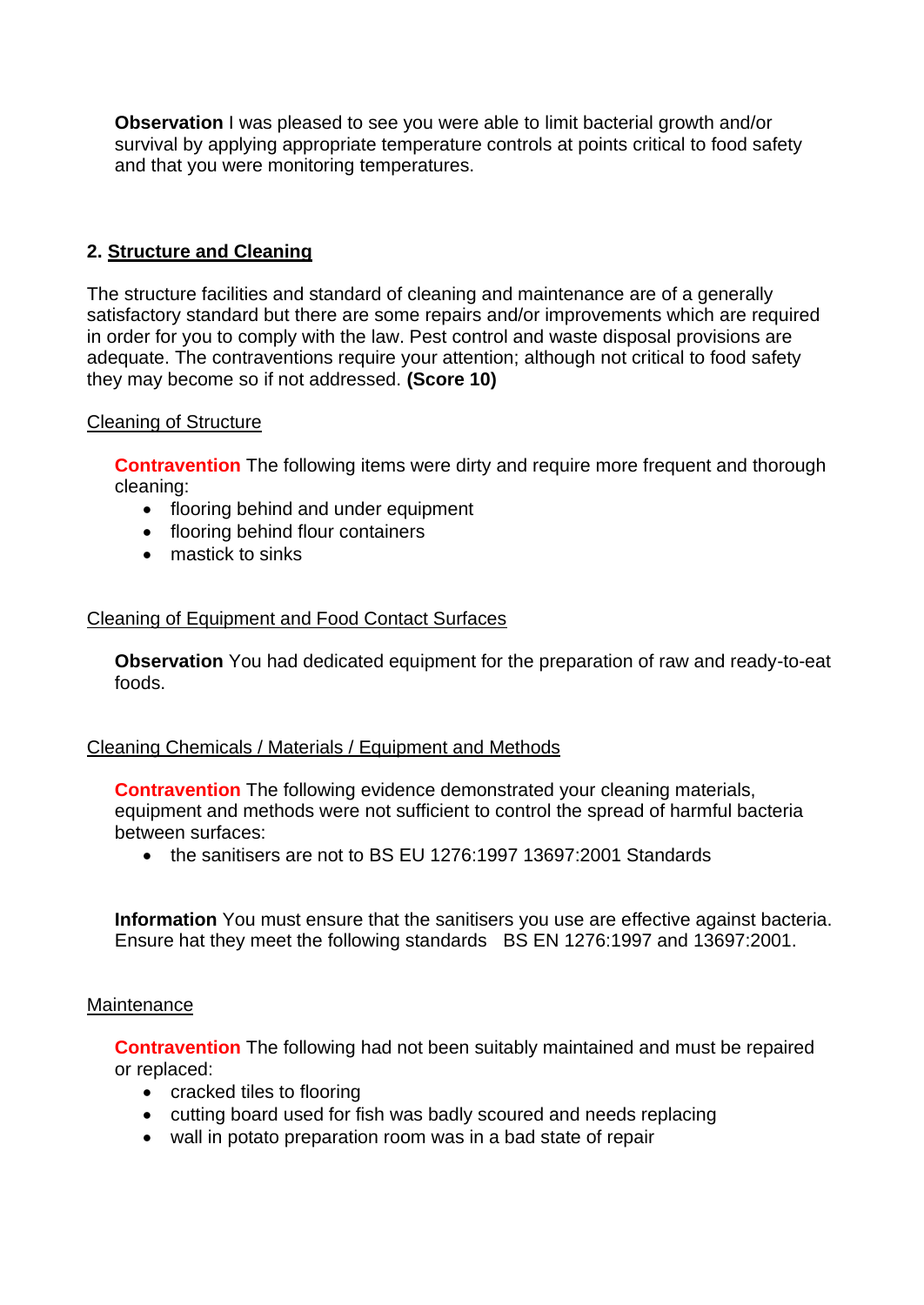**Observation** I was pleased to see you were able to limit bacterial growth and/or survival by applying appropriate temperature controls at points critical to food safety and that you were monitoring temperatures.

## 2. Structure and Cleaning

The structure facilities and standard of cleaning and maintenance are of a generally satisfactory standard but there are some repairs and/or improvements which are required in order for you to comply with the law. Pest control and waste disposal provisions are adequate. The contraventions require your attention; although not critical to food safety they may become so if not addressed. **(Score 10)**

### Cleaning of Structure

**Contravention** The following items were dirty and require more frequent and thorough cleaning:

- flooring behind and under equipment
- flooring behind flour containers
- mastick to sinks

### Cleaning of Equipment and Food Contact Surfaces

**Observation** You had dedicated equipment for the preparation of raw and ready-to-eat foods.

### Cleaning Chemicals / Materials / Equipment and Methods

**Contravention** The following evidence demonstrated your cleaning materials, equipment and methods were not sufficient to control the spread of harmful bacteria between surfaces:

- the sanitisers are not to BS EU 1276:1997 13697:2001 Standards

**Information** You must ensure that the sanitisers you use are effective against bacteria. Ensure hat they meet the following standards BS EN 1276:1997 and 13697:2001.

### Maintenance

**Contravention** The following had not been suitably maintained and must be repaired or replaced:

- cracked tiles to flooring
- cutting board used for fish was badly scoured and needs replacing
- wall in potato preparation room was in a bad state of repair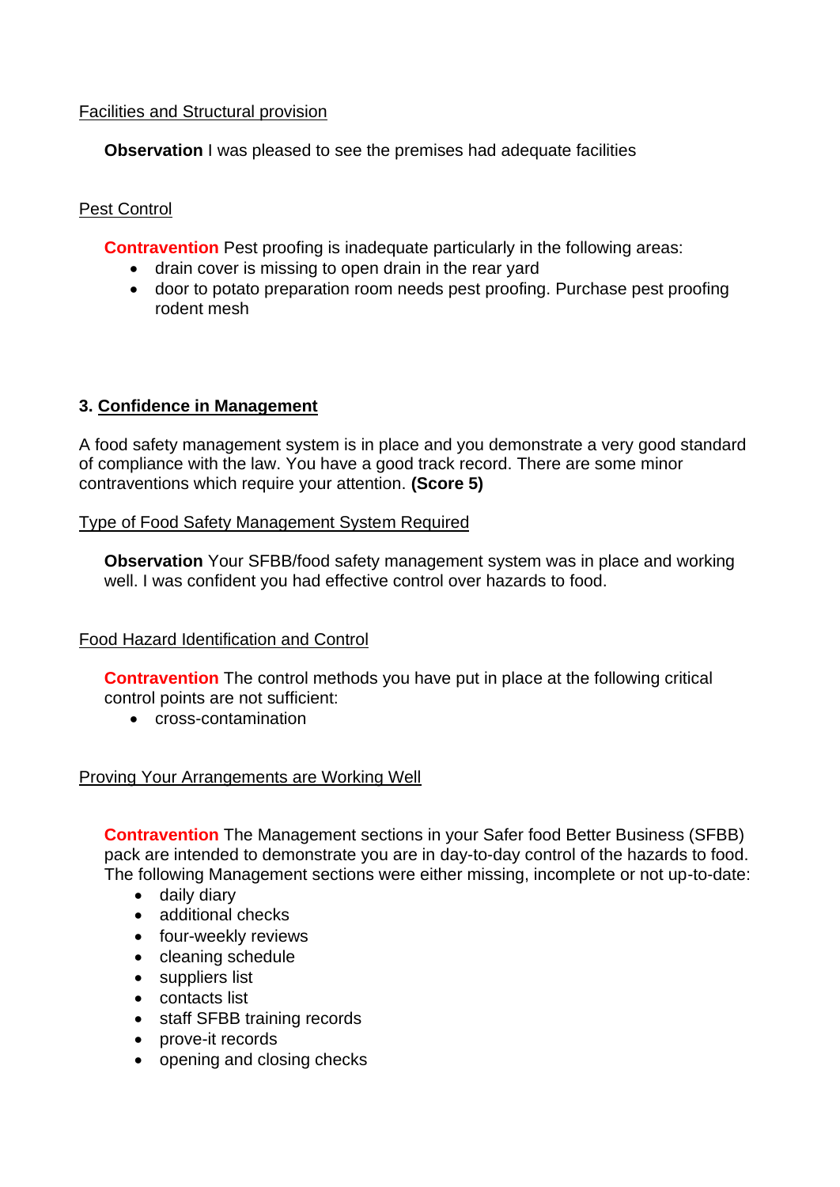Facilities and Structural provision

**Observation** I was pleased to see the premises had adequate facilities

Pest Control

**Contravention** Pest proofing is inadequate particularly in the following areas:

- drain cover is missing to open drain in the rear yard
- door to potato preparation room needs pest proofing. Purchase pest proofing rodent mesh

### 3. Confidence in Management

A food safety management system is in place and you demonstrate a very good standard of compliance with the law. You have a good track record. There are some minor contraventions which require your attention. **(Score 5)**

Type of Food Safety Management System Required

**Observation** Your SFBB/food safety management system was in place and working well. I was confident you had effective control over hazards to food.

Food Hazard Identification and Control

**Contravention** The control methods you have put in place at the following critical control points are not sufficient:

- cross-contamination

Proving Your Arrangements are Working Well

**Contravention** The Management sections in your Safer food Better Business (SFBB) pack are intended to demonstrate you are in day-to-day control of the hazards to food. The following Management sections were either missing, incomplete or not up-to-date:

- daily diary
- additional checks
- four-weekly reviews
- cleaning schedule
- suppliers list
- contacts list
- staff SFBB training records
- prove-it records
- opening and closing checks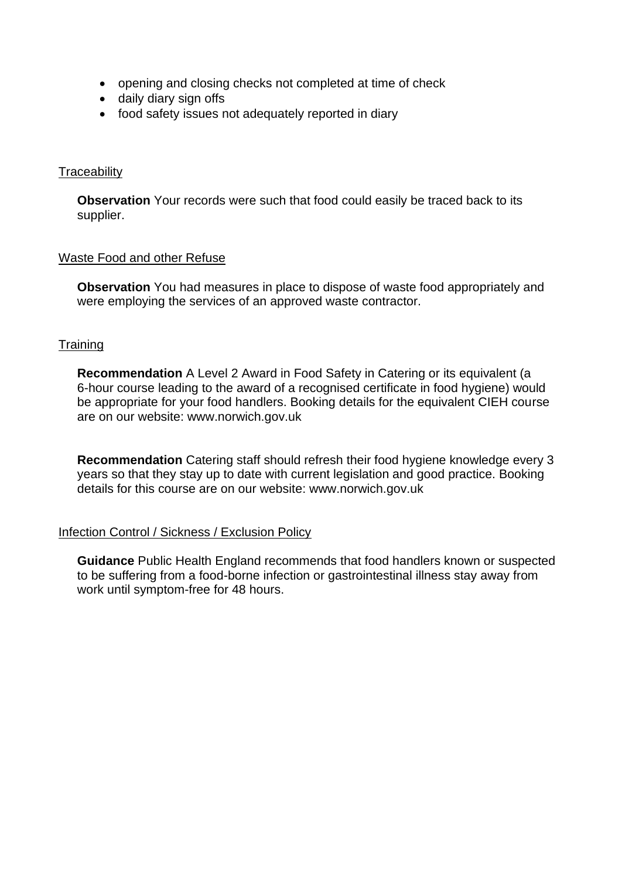- opening and closing checks not completed at time of check
- daily diary sign offs
- food safety issues not adequately reported in diary

Traceability

**Observation** Your records were such that food could easily be traced back to its supplier.

Waste Food and other Refuse

**Observation** You had measures in place to dispose of waste food appropriately and were employing the services of an approved waste contractor.

Training

**Recommendation** A Level 2 Award in Food Safety in Catering or its equivalent (a 6-hour course leading to the award of a recognised certificate in food hygiene) would be appropriate for your food handlers. Booking details for the equivalent CIEH course are on our website: www.norwich.gov.uk

**Recommendation** Catering staff should refresh their food hygiene knowledge every 3 years so that they stay up to date with current legislation and good practice. Booking details for this course are on our website: www.norwich.gov.uk

Infection Control / Sickness / Exclusion Policy

**Guidance** Public Health England recommends that food handlers known or suspected to be suffering from a food-borne infection or gastrointestinal illness stay away from work until symptom-free for 48 hours.